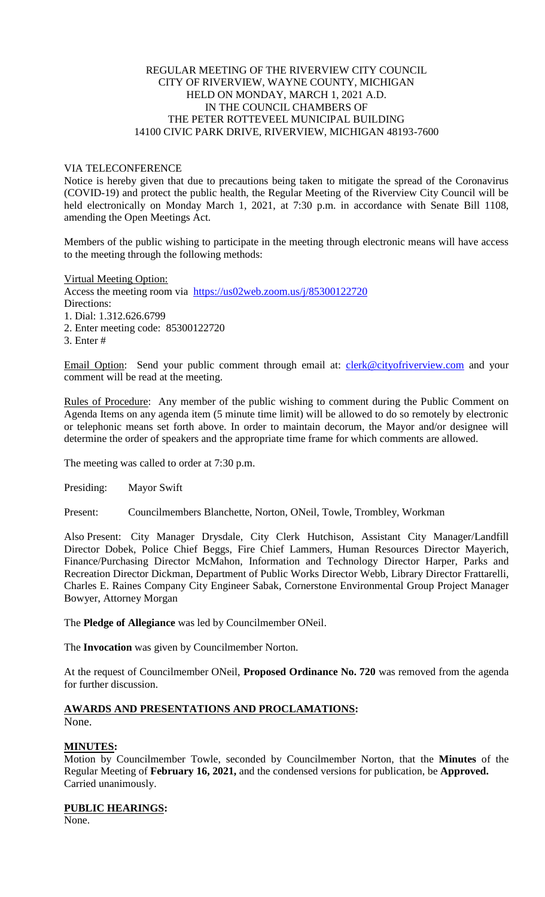REGULAR MEETING OF THE RIVERVIEW CITY COUNCIL
CITY OF RIVERVIEW, WAYNE COUNTY, MICHIGAN
HELD ON MONDAY, MARCH 1, 2021 A.D.
IN THE COUNCIL CHAMBERS OF
THE PETER ROTTEVEEL MUNICIPAL BUILDING
14100 CIVIC PARK DRIVE, RIVERVIEW, MICHIGAN 48193-7600

VIA TELECONFERENCE

Notice is hereby given that due to precautions being taken to mitigate the spread of the Coronavirus (COVID-19) and protect the public health, the Regular Meeting of the Riverview City Council will be held electronically on Monday March 1, 2021, at 7:30 p.m. in accordance with Senate Bill 1108, amending the Open Meetings Act.

Members of the public wishing to participate in the meeting through electronic means will have access to the meeting through the following methods:

Virtual Meeting Option:
Access the meeting room via https://us02web.zoom.us/j/85300122720
Directions:
1. Dial: 1.312.626.6799
2. Enter meeting code: 85300122720
3. Enter #

Email Option: Send your public comment through email at: clerk@cityofriverview.com and your comment will be read at the meeting.

Rules of Procedure: Any member of the public wishing to comment during the Public Comment on Agenda Items on any agenda item (5 minute time limit) will be allowed to do so remotely by electronic or telephonic means set forth above. In order to maintain decorum, the Mayor and/or designee will determine the order of speakers and the appropriate time frame for which comments are allowed.

The meeting was called to order at 7:30 p.m.

Presiding: Mayor Swift

Present: Councilmembers Blanchette, Norton, ONeil, Towle, Trombley, Workman

Also Present: City Manager Drysdale, City Clerk Hutchison, Assistant City Manager/Landfill Director Dobek, Police Chief Beggs, Fire Chief Lammers, Human Resources Director Mayerich, Finance/Purchasing Director McMahon, Information and Technology Director Harper, Parks and Recreation Director Dickman, Department of Public Works Director Webb, Library Director Frattarelli, Charles E. Raines Company City Engineer Sabak, Cornerstone Environmental Group Project Manager Bowyer, Attorney Morgan

The **Pledge of Allegiance** was led by Councilmember ONeil.

The **Invocation** was given by Councilmember Norton.

At the request of Councilmember ONeil, **Proposed Ordinance No. 720** was removed from the agenda for further discussion.

**AWARDS AND PRESENTATIONS AND PROCLAMATIONS:**
None.

**MINUTES:**
Motion by Councilmember Towle, seconded by Councilmember Norton, that the **Minutes** of the Regular Meeting of **February 16, 2021,** and the condensed versions for publication, be **Approved.** Carried unanimously.

**PUBLIC HEARINGS:**
None.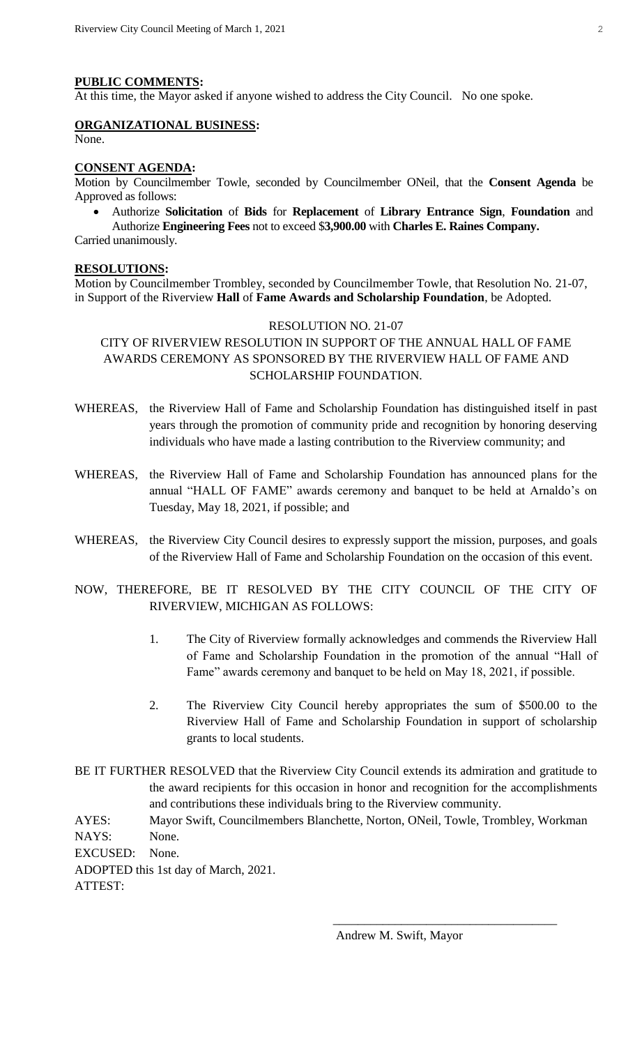**PUBLIC COMMENTS:**
At this time, the Mayor asked if anyone wished to address the City Council. No one spoke.

**ORGANIZATIONAL BUSINESS:**
None.

**CONSENT AGENDA:**
Motion by Councilmember Towle, seconded by Councilmember ONeil, that the **Consent Agenda** be Approved as follows:

- Authorize **Solicitation** of **Bids** for **Replacement** of **Library Entrance Sign**, **Foundation** and Authorize **Engineering Fees** not to exceed $**3,900.00** with **Charles E. Raines Company.**

Carried unanimously.

**RESOLUTIONS:**
Motion by Councilmember Trombley, seconded by Councilmember Towle, that Resolution No. 21-07, in Support of the Riverview **Hall** of **Fame Awards and Scholarship Foundation**, be Adopted.

RESOLUTION NO. 21-07

CITY OF RIVERVIEW RESOLUTION IN SUPPORT OF THE ANNUAL HALL OF FAME AWARDS CEREMONY AS SPONSORED BY THE RIVERVIEW HALL OF FAME AND SCHOLARSHIP FOUNDATION.

WHEREAS, the Riverview Hall of Fame and Scholarship Foundation has distinguished itself in past years through the promotion of community pride and recognition by honoring deserving individuals who have made a lasting contribution to the Riverview community; and

WHEREAS, the Riverview Hall of Fame and Scholarship Foundation has announced plans for the annual "HALL OF FAME" awards ceremony and banquet to be held at Arnaldo's on Tuesday, May 18, 2021, if possible; and

WHEREAS, the Riverview City Council desires to expressly support the mission, purposes, and goals of the Riverview Hall of Fame and Scholarship Foundation on the occasion of this event.

NOW, THEREFORE, BE IT RESOLVED BY THE CITY COUNCIL OF THE CITY OF RIVERVIEW, MICHIGAN AS FOLLOWS:

1. The City of Riverview formally acknowledges and commends the Riverview Hall of Fame and Scholarship Foundation in the promotion of the annual "Hall of Fame" awards ceremony and banquet to be held on May 18, 2021, if possible.
2. The Riverview City Council hereby appropriates the sum of $500.00 to the Riverview Hall of Fame and Scholarship Foundation in support of scholarship grants to local students.

BE IT FURTHER RESOLVED that the Riverview City Council extends its admiration and gratitude to the award recipients for this occasion in honor and recognition for the accomplishments and contributions these individuals bring to the Riverview community.

AYES: Mayor Swift, Councilmembers Blanchette, Norton, ONeil, Towle, Trombley, Workman
NAYS: None.
EXCUSED: None.
ADOPTED this 1st day of March, 2021.
ATTEST:

\_\_\_\_\_\_\_\_\_\_\_\_\_\_\_\_\_\_\_\_\_\_\_\_\_\_\_\_\_\_\_\_\_\_\_\_

Andrew M. Swift, Mayor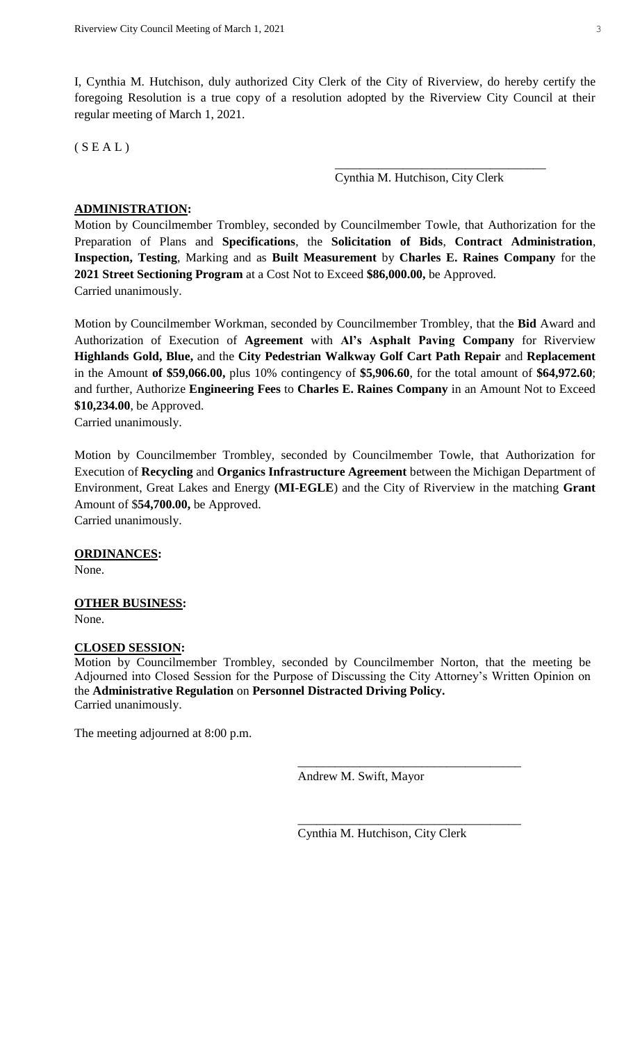I, Cynthia M. Hutchison, duly authorized City Clerk of the City of Riverview, do hereby certify the foregoing Resolution is a true copy of a resolution adopted by the Riverview City Council at their regular meeting of March 1, 2021.

( S E A L )

\_\_\_\_\_\_\_\_\_\_\_\_\_\_\_\_\_\_\_\_\_\_\_\_\_\_\_\_\_\_\_\_\_\_\_
Cynthia M. Hutchison, City Clerk

**ADMINISTRATION:**

Motion by Councilmember Trombley, seconded by Councilmember Towle, that Authorization for the Preparation of Plans and **Specifications**, the **Solicitation of Bids**, **Contract Administration**, **Inspection, Testing**, Marking and as **Built Measurement** by **Charles E. Raines Company** for the **2021 Street Sectioning Program** at a Cost Not to Exceed **$86,000.00,** be Approved.
Carried unanimously.

Motion by Councilmember Workman, seconded by Councilmember Trombley, that the **Bid** Award and Authorization of Execution of **Agreement** with **Al's Asphalt Paving Company** for Riverview **Highlands Gold, Blue,** and the **City Pedestrian Walkway Golf Cart Path Repair** and **Replacement** in the Amount **of $59,066.00,** plus 10% contingency of **$5,906.60**, for the total amount of **$64,972.60**; and further, Authorize **Engineering Fees** to **Charles E. Raines Company** in an Amount Not to Exceed **$10,234.00**, be Approved.
Carried unanimously.

Motion by Councilmember Trombley, seconded by Councilmember Towle, that Authorization for Execution of **Recycling** and **Organics Infrastructure Agreement** between the Michigan Department of Environment, Great Lakes and Energy **(MI-EGLE**) and the City of Riverview in the matching **Grant** Amount of $**54,700.00,** be Approved.
Carried unanimously.

**ORDINANCES:**

None.

**OTHER BUSINESS:**

None.

**CLOSED SESSION:**

Motion by Councilmember Trombley, seconded by Councilmember Norton, that the meeting be Adjourned into Closed Session for the Purpose of Discussing the City Attorney's Written Opinion on the **Administrative Regulation** on **Personnel Distracted Driving Policy.**
Carried unanimously.

The meeting adjourned at 8:00 p.m.

\_\_\_\_\_\_\_\_\_\_\_\_\_\_\_\_\_\_\_\_\_\_\_\_\_\_\_\_\_\_\_\_\_\_\_
Andrew M. Swift, Mayor

\_\_\_\_\_\_\_\_\_\_\_\_\_\_\_\_\_\_\_\_\_\_\_\_\_\_\_\_\_\_\_\_\_\_\_
Cynthia M. Hutchison, City Clerk